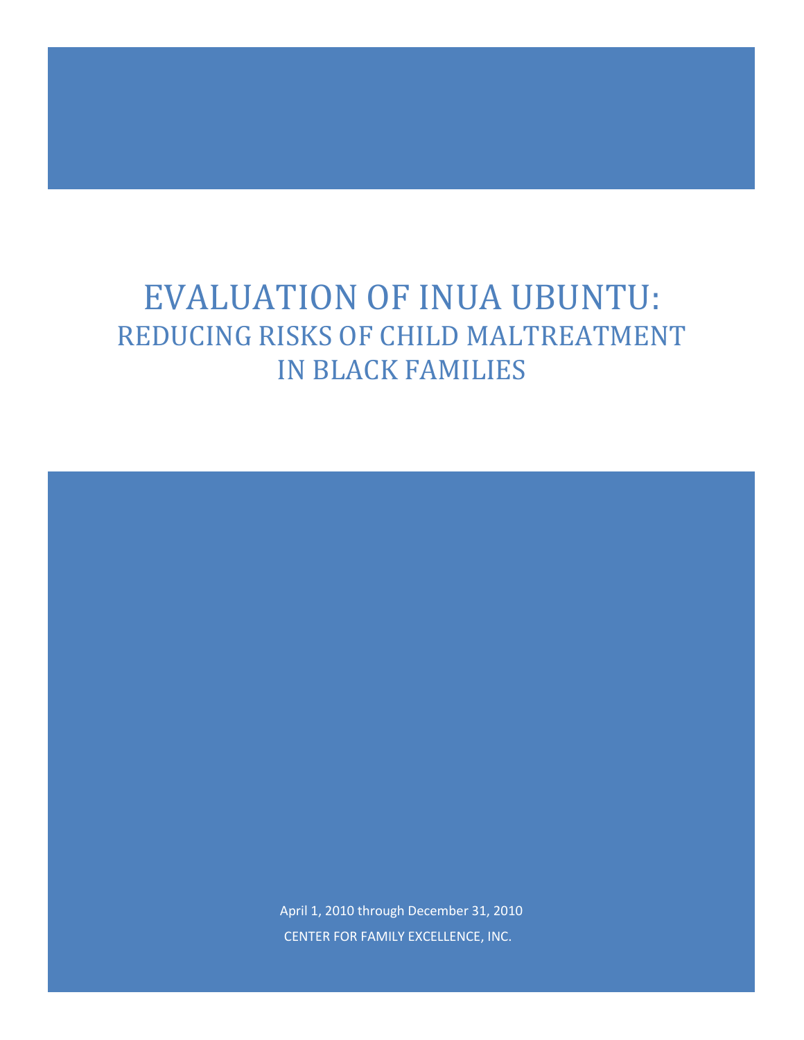# EVALUATION OF INUA UBUNTU:
## REDUCING RISKS OF CHILD MALTREATMENT IN BLACK FAMILIES

April 1, 2010 through December 31, 2010

CENTER FOR FAMILY EXCELLENCE, INC.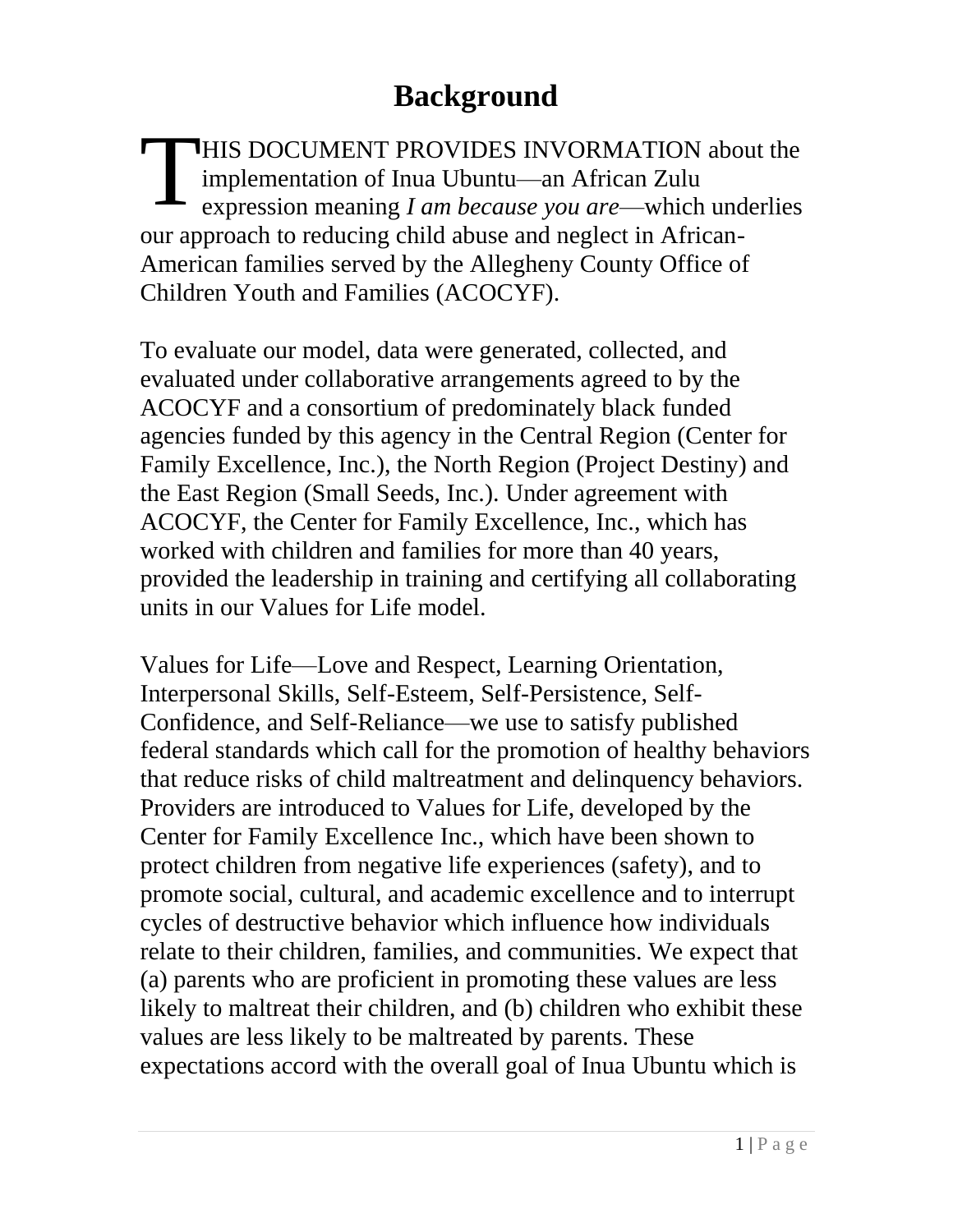# Background

THIS DOCUMENT PROVIDES INVORMATION about the implementation of Inua Ubuntu—an African Zulu expression meaning *I am because you are*—which underlies our approach to reducing child abuse and neglect in African-American families served by the Allegheny County Office of Children Youth and Families (ACOCYF).

To evaluate our model, data were generated, collected, and evaluated under collaborative arrangements agreed to by the ACOCYF and a consortium of predominately black funded agencies funded by this agency in the Central Region (Center for Family Excellence, Inc.), the North Region (Project Destiny) and the East Region (Small Seeds, Inc.). Under agreement with ACOCYF, the Center for Family Excellence, Inc., which has worked with children and families for more than 40 years, provided the leadership in training and certifying all collaborating units in our Values for Life model.

Values for Life—Love and Respect, Learning Orientation, Interpersonal Skills, Self-Esteem, Self-Persistence, Self-Confidence, and Self-Reliance—we use to satisfy published federal standards which call for the promotion of healthy behaviors that reduce risks of child maltreatment and delinquency behaviors. Providers are introduced to Values for Life, developed by the Center for Family Excellence Inc., which have been shown to protect children from negative life experiences (safety), and to promote social, cultural, and academic excellence and to interrupt cycles of destructive behavior which influence how individuals relate to their children, families, and communities. We expect that (a) parents who are proficient in promoting these values are less likely to maltreat their children, and (b) children who exhibit these values are less likely to be maltreated by parents. These expectations accord with the overall goal of Inua Ubuntu which is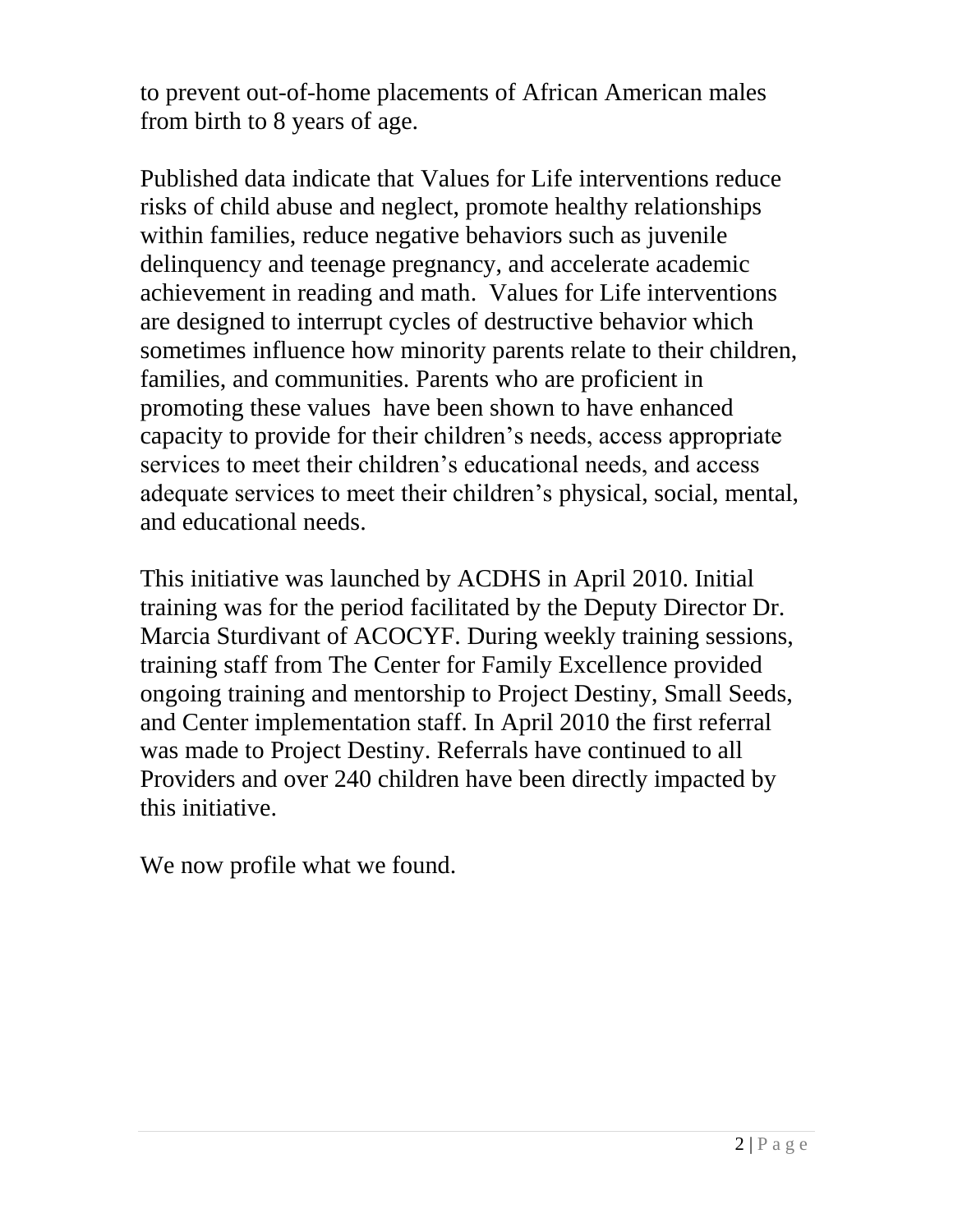to prevent out-of-home placements of African American males from birth to 8 years of age.

Published data indicate that Values for Life interventions reduce risks of child abuse and neglect, promote healthy relationships within families, reduce negative behaviors such as juvenile delinquency and teenage pregnancy, and accelerate academic achievement in reading and math. Values for Life interventions are designed to interrupt cycles of destructive behavior which sometimes influence how minority parents relate to their children, families, and communities. Parents who are proficient in promoting these values have been shown to have enhanced capacity to provide for their children's needs, access appropriate services to meet their children's educational needs, and access adequate services to meet their children's physical, social, mental, and educational needs.

This initiative was launched by ACDHS in April 2010. Initial training was for the period facilitated by the Deputy Director Dr. Marcia Sturdivant of ACOCYF. During weekly training sessions, training staff from The Center for Family Excellence provided ongoing training and mentorship to Project Destiny, Small Seeds, and Center implementation staff. In April 2010 the first referral was made to Project Destiny. Referrals have continued to all Providers and over 240 children have been directly impacted by this initiative.

We now profile what we found.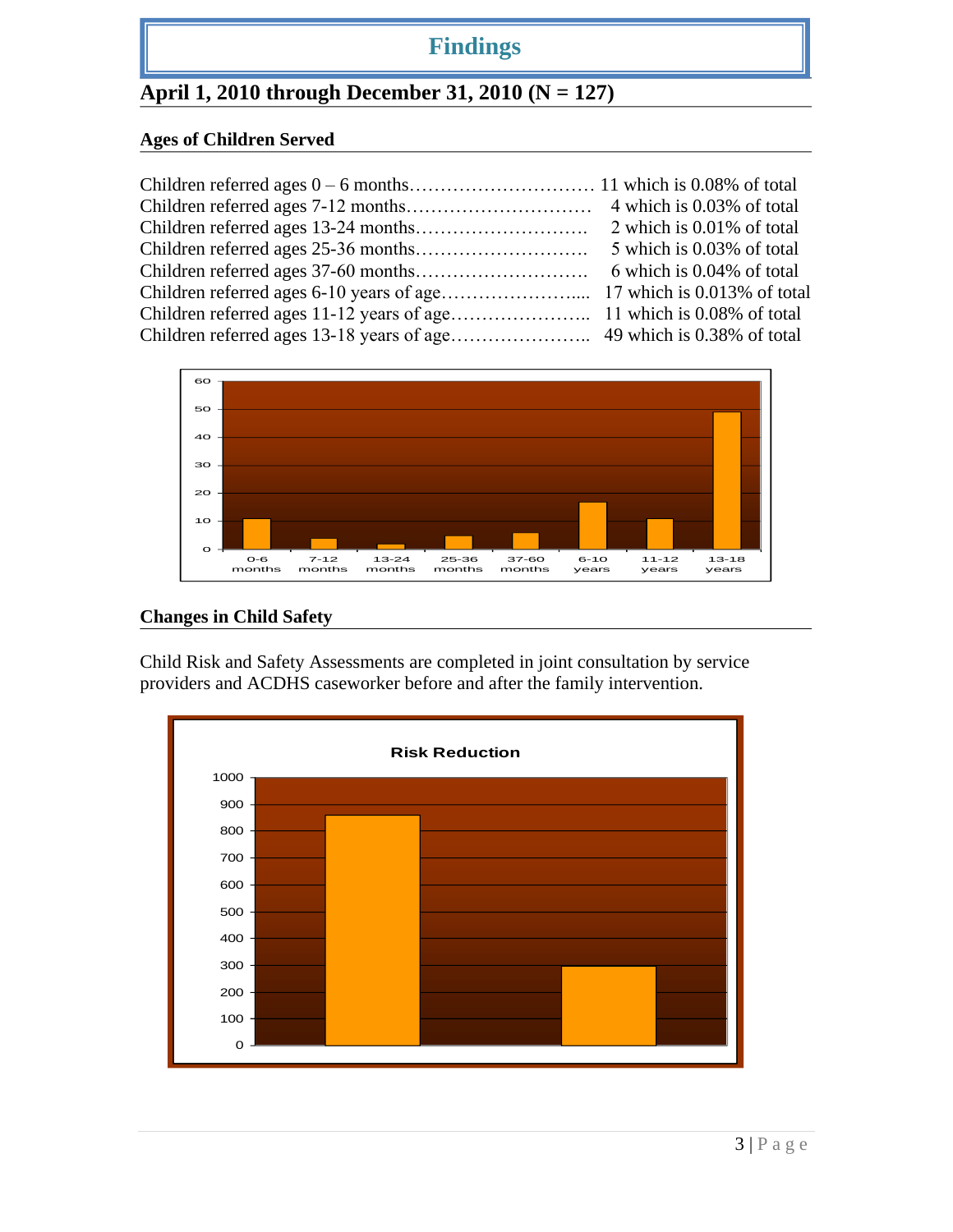# Findings

## April 1, 2010 through December 31, 2010 (N = 127)

### Ages of Children Served

Children referred ages 0 – 6 months………………………… 11 which is 0.08% of total
Children referred ages 7-12 months………………………… 4 which is 0.03% of total
Children referred ages 13-24 months………………………. 2 which is 0.01% of total
Children referred ages 25-36 months………………………. 5 which is 0.03% of total
Children referred ages 37-60 months………………………. 6 which is 0.04% of total
Children referred ages 6-10 years of age………………….... 17 which is 0.013% of total
Children referred ages 11-12 years of age………………….. 11 which is 0.08% of total
Children referred ages 13-18 years of age………………….. 49 which is 0.38% of total

### Changes in Child Safety

Child Risk and Safety Assessments are completed in joint consultation by service providers and ACDHS caseworker before and after the family intervention.

Risk Reduction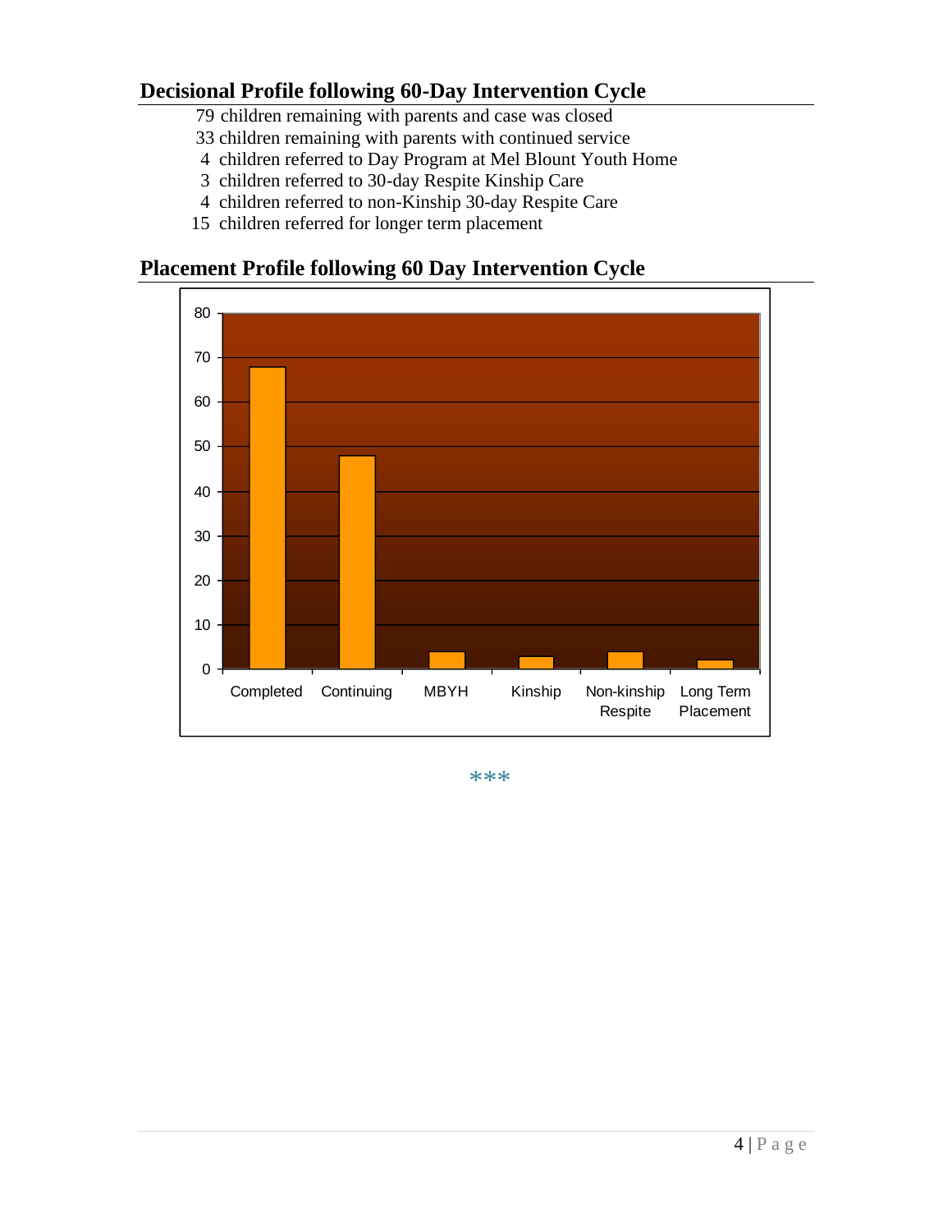## Decisional Profile following 60-Day Intervention Cycle

79 children remaining with parents and case was closed
33 children remaining with parents with continued service
4 children referred to Day Program at Mel Blount Youth Home
3 children referred to 30-day Respite Kinship Care
4 children referred to non-Kinship 30-day Respite Care
15 children referred for longer term placement

## Placement Profile following 60 Day Intervention Cycle

80
70
60
50
40
30
20
10
0

Completed
Continuing
MBYH
Kinship
Non-kinship Respite
Long Term Placement

***